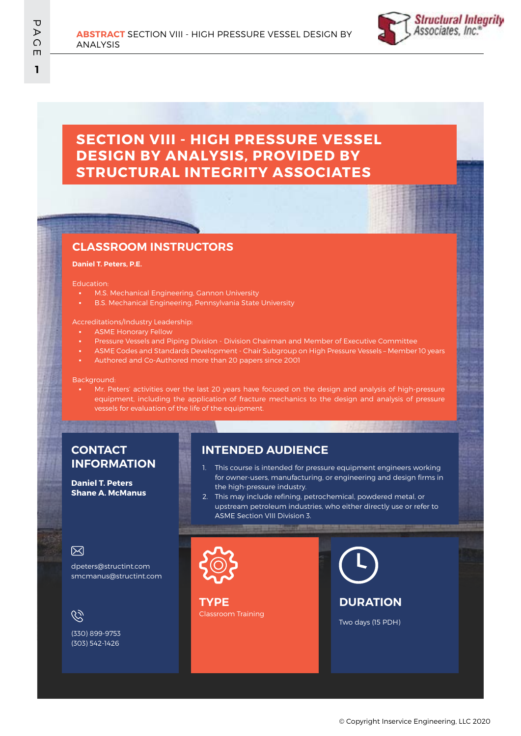# SECTION VIII - HIGH PRESSURE VESSEL DESIGN BY ANALYSIS, PROVIDED BY STRUCTURAL INTEGRITY ASSOCIATES

## CLASSROOM INSTRUCTORS

**Daniel T. Peters, P.E.**

Education:

- M.S. Mechanical Engineering, Gannon University
- B.S. Mechanical Engineering, Pennsylvania State University

Accreditations/Industry Leadership:

- ASME Honorary Fellow
- Pressure Vessels and Piping Division - Division Chairman and Member of Executive Committee
- ASME Codes and Standards Development - Chair Subgroup on High Pressure Vessels – Member 10 years
- Authored and Co-Authored more than 20 papers since 2001

Background:

- Mr. Peters' activities over the last 20 years have focused on the design and analysis of high-pressure equipment, including the application of fracture mechanics to the design and analysis of pressure vessels for evaluation of the life of the equipment.

## CONTACT INFORMATION

**Daniel T. Peters**
**Shane A. McManus**

dpeters@structint.com
smcmanus@structint.com

(330) 899-9753
(303) 542-1426

## INTENDED AUDIENCE

1. This course is intended for pressure equipment engineers working for owner-users, manufacturing, or engineering and design firms in the high-pressure industry.
2. This may include refining, petrochemical, powdered metal, or upstream petroleum industries, who either directly use or refer to ASME Section VIII Division 3.

## TYPE

Classroom Training

## DURATION

Two days (15 PDH)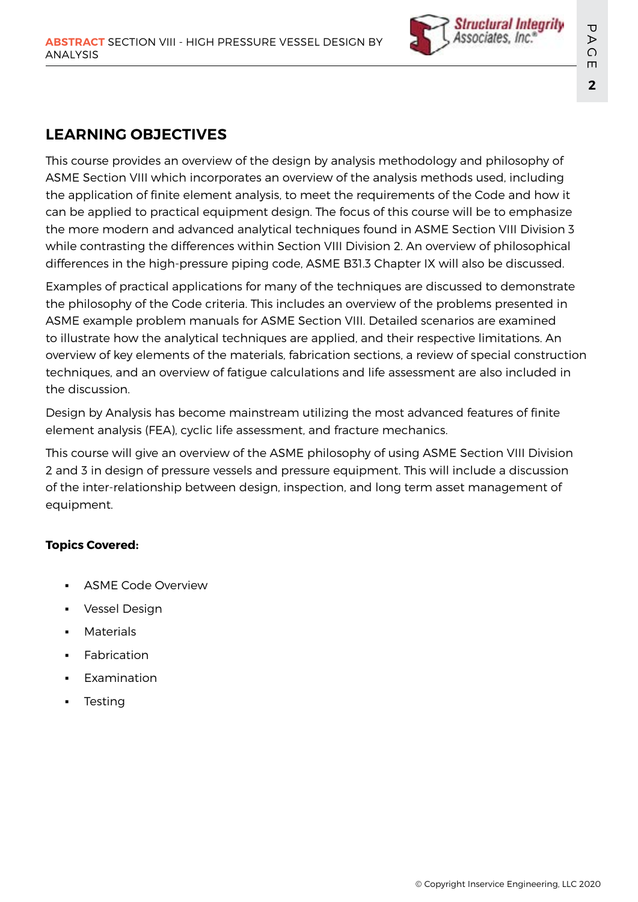## LEARNING OBJECTIVES

This course provides an overview of the design by analysis methodology and philosophy of ASME Section VIII which incorporates an overview of the analysis methods used, including the application of finite element analysis, to meet the requirements of the Code and how it can be applied to practical equipment design. The focus of this course will be to emphasize the more modern and advanced analytical techniques found in ASME Section VIII Division 3 while contrasting the differences within Section VIII Division 2. An overview of philosophical differences in the high-pressure piping code, ASME B31.3 Chapter IX will also be discussed.

Examples of practical applications for many of the techniques are discussed to demonstrate the philosophy of the Code criteria. This includes an overview of the problems presented in ASME example problem manuals for ASME Section VIII. Detailed scenarios are examined to illustrate how the analytical techniques are applied, and their respective limitations. An overview of key elements of the materials, fabrication sections, a review of special construction techniques, and an overview of fatigue calculations and life assessment are also included in the discussion.

Design by Analysis has become mainstream utilizing the most advanced features of finite element analysis (FEA), cyclic life assessment, and fracture mechanics.

This course will give an overview of the ASME philosophy of using ASME Section VIII Division 2 and 3 in design of pressure vessels and pressure equipment. This will include a discussion of the inter-relationship between design, inspection, and long term asset management of equipment.

**Topics Covered:**

- ASME Code Overview
- Vessel Design
- Materials
- Fabrication
- Examination
- Testing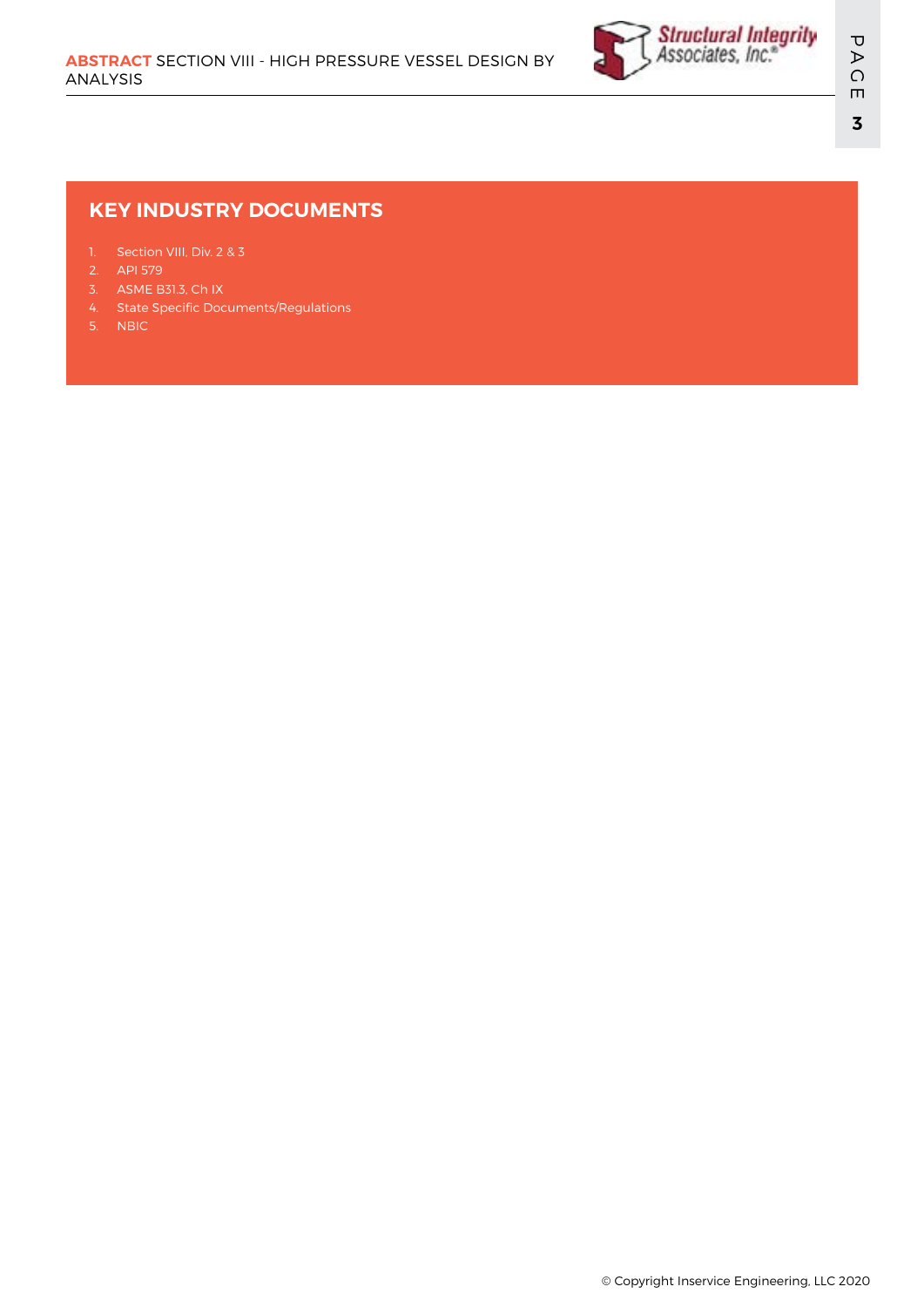## KEY INDUSTRY DOCUMENTS

1. Section VIII, Div. 2 & 3
2. API 579
3. ASME B31.3, Ch IX
4. State Specific Documents/Regulations
5. NBIC